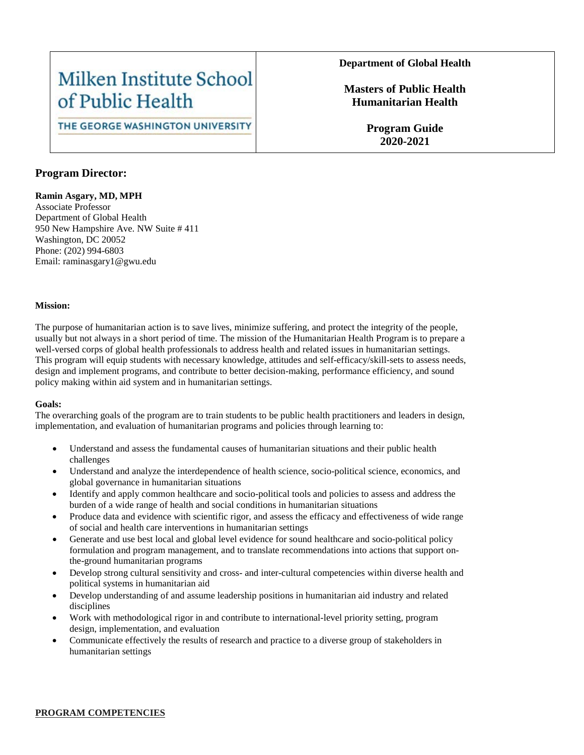| Milken Institute School of Public Health<br>THE GEORGE WASHINGTON UNIVERSITY | **Department of Global Health**<br><br>**Masters of Public Health Humanitarian Health**<br><br>**Program Guide 2020-2021** |
| --- | --- |

## Program Director:

**Ramin Asgary, MD, MPH**
Associate Professor
Department of Global Health
950 New Hampshire Ave. NW Suite # 411
Washington, DC 20052
Phone: (202) 994-6803
Email: raminasgary1@gwu.edu

**Mission:**

The purpose of humanitarian action is to save lives, minimize suffering, and protect the integrity of the people, usually but not always in a short period of time. The mission of the Humanitarian Health Program is to prepare a well-versed corps of global health professionals to address health and related issues in humanitarian settings. This program will equip students with necessary knowledge, attitudes and self-efficacy/skill-sets to assess needs, design and implement programs, and contribute to better decision-making, performance efficiency, and sound policy making within aid system and in humanitarian settings.

**Goals:**

The overarching goals of the program are to train students to be public health practitioners and leaders in design, implementation, and evaluation of humanitarian programs and policies through learning to:

- Understand and assess the fundamental causes of humanitarian situations and their public health challenges
- Understand and analyze the interdependence of health science, socio-political science, economics, and global governance in humanitarian situations
- Identify and apply common healthcare and socio-political tools and policies to assess and address the burden of a wide range of health and social conditions in humanitarian situations
- Produce data and evidence with scientific rigor, and assess the efficacy and effectiveness of wide range of social and health care interventions in humanitarian settings
- Generate and use best local and global level evidence for sound healthcare and socio-political policy formulation and program management, and to translate recommendations into actions that support on-the-ground humanitarian programs
- Develop strong cultural sensitivity and cross- and inter-cultural competencies within diverse health and political systems in humanitarian aid
- Develop understanding of and assume leadership positions in humanitarian aid industry and related disciplines
- Work with methodological rigor in and contribute to international-level priority setting, program design, implementation, and evaluation
- Communicate effectively the results of research and practice to a diverse group of stakeholders in humanitarian settings

**PROGRAM COMPETENCIES**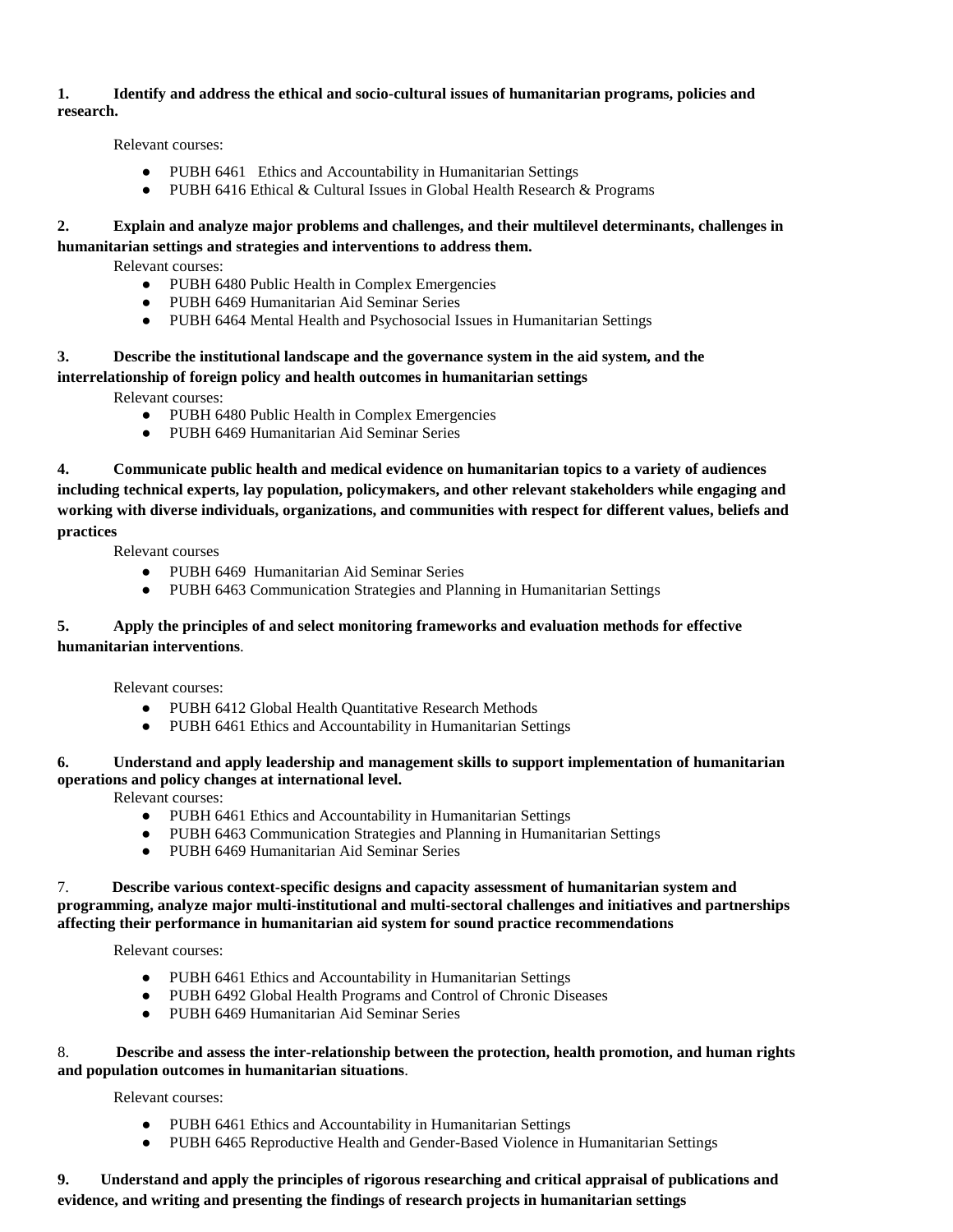**1. Identify and address the ethical and socio-cultural issues of humanitarian programs, policies and research.**

Relevant courses:

- PUBH 6461 Ethics and Accountability in Humanitarian Settings
- PUBH 6416 Ethical & Cultural Issues in Global Health Research & Programs

**2. Explain and analyze major problems and challenges, and their multilevel determinants, challenges in humanitarian settings and strategies and interventions to address them.**

Relevant courses:

- PUBH 6480 Public Health in Complex Emergencies
- PUBH 6469 Humanitarian Aid Seminar Series
- PUBH 6464 Mental Health and Psychosocial Issues in Humanitarian Settings

**3. Describe the institutional landscape and the governance system in the aid system, and the interrelationship of foreign policy and health outcomes in humanitarian settings**

Relevant courses:

- PUBH 6480 Public Health in Complex Emergencies
- PUBH 6469 Humanitarian Aid Seminar Series

**4. Communicate public health and medical evidence on humanitarian topics to a variety of audiences including technical experts, lay population, policymakers, and other relevant stakeholders while engaging and working with diverse individuals, organizations, and communities with respect for different values, beliefs and practices**

Relevant courses

- PUBH 6469 Humanitarian Aid Seminar Series
- PUBH 6463 Communication Strategies and Planning in Humanitarian Settings

**5. Apply the principles of and select monitoring frameworks and evaluation methods for effective humanitarian interventions**.

Relevant courses:

- PUBH 6412 Global Health Quantitative Research Methods
- PUBH 6461 Ethics and Accountability in Humanitarian Settings

**6. Understand and apply leadership and management skills to support implementation of humanitarian operations and policy changes at international level.**

Relevant courses:

- PUBH 6461 Ethics and Accountability in Humanitarian Settings
- PUBH 6463 Communication Strategies and Planning in Humanitarian Settings
- PUBH 6469 Humanitarian Aid Seminar Series

7. **Describe various context-specific designs and capacity assessment of humanitarian system and programming, analyze major multi-institutional and multi-sectoral challenges and initiatives and partnerships affecting their performance in humanitarian aid system for sound practice recommendations**

Relevant courses:

- PUBH 6461 Ethics and Accountability in Humanitarian Settings
- PUBH 6492 Global Health Programs and Control of Chronic Diseases
- PUBH 6469 Humanitarian Aid Seminar Series

8. **Describe and assess the inter-relationship between the protection, health promotion, and human rights and population outcomes in humanitarian situations**.

Relevant courses:

- PUBH 6461 Ethics and Accountability in Humanitarian Settings
- PUBH 6465 Reproductive Health and Gender-Based Violence in Humanitarian Settings

**9. Understand and apply the principles of rigorous researching and critical appraisal of publications and evidence, and writing and presenting the findings of research projects in humanitarian settings**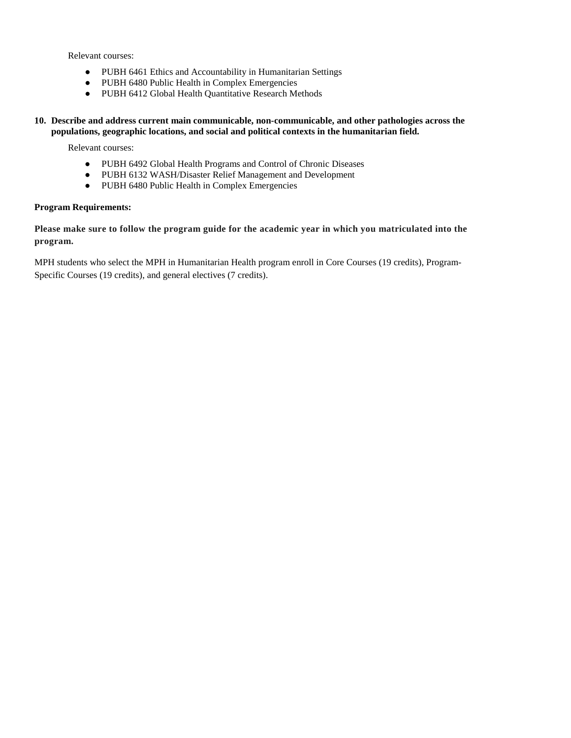Relevant courses:

- PUBH 6461 Ethics and Accountability in Humanitarian Settings
- PUBH 6480 Public Health in Complex Emergencies
- PUBH 6412 Global Health Quantitative Research Methods

**10. Describe and address current main communicable, non-communicable, and other pathologies across the populations, geographic locations, and social and political contexts in the humanitarian field.**

Relevant courses:

- PUBH 6492 Global Health Programs and Control of Chronic Diseases
- PUBH 6132 WASH/Disaster Relief Management and Development
- PUBH 6480 Public Health in Complex Emergencies

**Program Requirements:**

**Please make sure to follow the program guide for the academic year in which you matriculated into the program.**

MPH students who select the MPH in Humanitarian Health program enroll in Core Courses (19 credits), Program-Specific Courses (19 credits), and general electives (7 credits).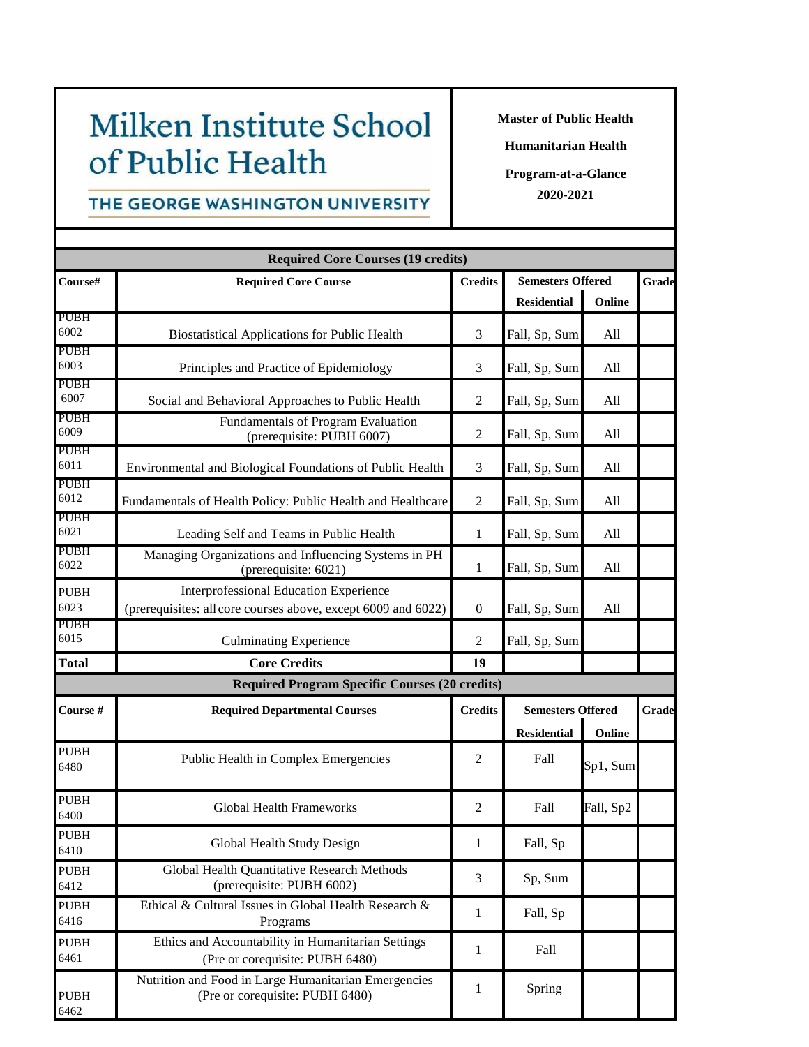# Milken Institute School of Public Health

THE GEORGE WASHINGTON UNIVERSITY

**Master of Public Health**

**Humanitarian Health**

**Program-at-a-Glance**

**2020-2021**

| **Required Core Courses (19 credits)** | | | | | |
|---|---|---|---|---|---|
| **Course#** | **Required Core Course** | **Credits** | **Semesters Offered** | | **Grade** |
| | | | **Residential** | **Online** | |
| PUBH 6002 | Biostatistical Applications for Public Health | 3 | Fall, Sp, Sum | All | |
| PUBH 6003 | Principles and Practice of Epidemiology | 3 | Fall, Sp, Sum | All | |
| PUBH 6007 | Social and Behavioral Approaches to Public Health | 2 | Fall, Sp, Sum | All | |
| PUBH 6009 | Fundamentals of Program Evaluation (prerequisite: PUBH 6007) | 2 | Fall, Sp, Sum | All | |
| PUBH 6011 | Environmental and Biological Foundations of Public Health | 3 | Fall, Sp, Sum | All | |
| PUBH 6012 | Fundamentals of Health Policy: Public Health and Healthcare | 2 | Fall, Sp, Sum | All | |
| PUBH 6021 | Leading Self and Teams in Public Health | 1 | Fall, Sp, Sum | All | |
| PUBH 6022 | Managing Organizations and Influencing Systems in PH (prerequisite: 6021) | 1 | Fall, Sp, Sum | All | |
| PUBH 6023 | Interprofessional Education Experience (prerequisites: all core courses above, except 6009 and 6022) | 0 | Fall, Sp, Sum | All | |
| PUBH 6015 | Culminating Experience | 2 | Fall, Sp, Sum | | |
| **Total** | **Core Credits** | **19** | | | |

| **Required Program Specific Courses (20 credits)** | | | | | |
|---|---|---|---|---|---|
| **Course #** | **Required Departmental Courses** | **Credits** | **Semesters Offered** | | **Grade** |
| | | | **Residential** | **Online** | |
| PUBH 6480 | Public Health in Complex Emergencies | 2 | Fall | Sp1, Sum | |
| PUBH 6400 | Global Health Frameworks | 2 | Fall | Fall, Sp2 | |
| PUBH 6410 | Global Health Study Design | 1 | Fall, Sp | | |
| PUBH 6412 | Global Health Quantitative Research Methods (prerequisite: PUBH 6002) | 3 | Sp, Sum | | |
| PUBH 6416 | Ethical & Cultural Issues in Global Health Research & Programs | 1 | Fall, Sp | | |
| PUBH 6461 | Ethics and Accountability in Humanitarian Settings (Pre or corequisite: PUBH 6480) | 1 | Fall | | |
| PUBH 6462 | Nutrition and Food in Large Humanitarian Emergencies (Pre or corequisite: PUBH 6480) | 1 | Spring | | |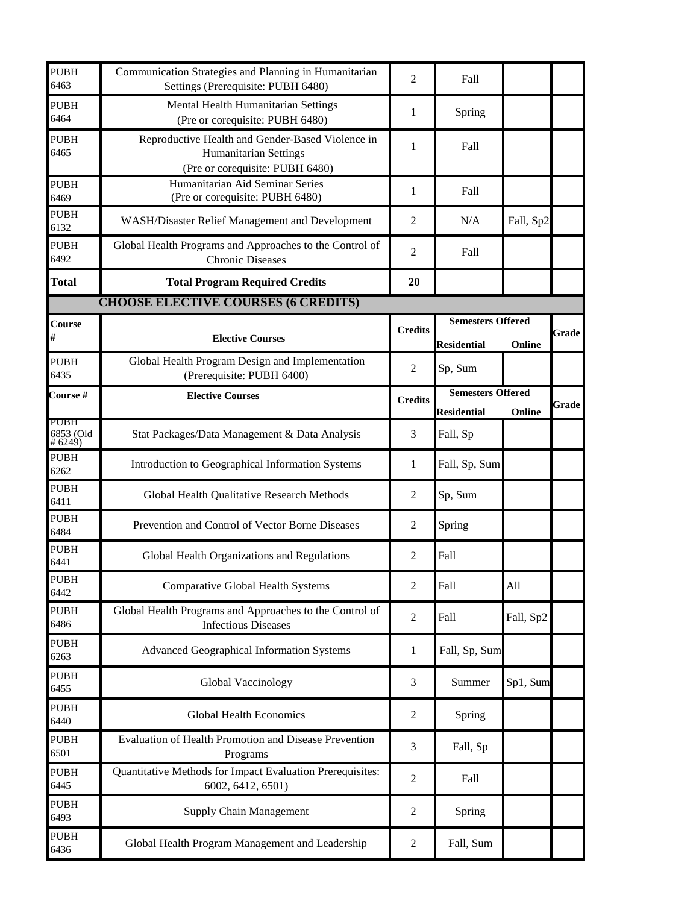| Course # | Required Courses | Credits | Residential | Online | Grade |
|---|---|---|---|---|---|
| PUBH 6463 | Communication Strategies and Planning in Humanitarian Settings (Prerequisite: PUBH 6480) | 2 | Fall | | |
| PUBH 6464 | Mental Health Humanitarian Settings (Pre or corequisite: PUBH 6480) | 1 | Spring | | |
| PUBH 6465 | Reproductive Health and Gender-Based Violence in Humanitarian Settings (Pre or corequisite: PUBH 6480) | 1 | Fall | | |
| PUBH 6469 | Humanitarian Aid Seminar Series (Pre or corequisite: PUBH 6480) | 1 | Fall | | |
| PUBH 6132 | WASH/Disaster Relief Management and Development | 2 | N/A | Fall, Sp2 | |
| PUBH 6492 | Global Health Programs and Approaches to the Control of Chronic Diseases | 2 | Fall | | |
| **Total** | **Total Program Required Credits** | **20** | | | |

**CHOOSE ELECTIVE COURSES (6 CREDITS)**

| Course # | Elective Courses | Credits | Semesters Offered | | Grade |
|---|---|---|---|---|---|
| | | | Residential | Online | |
| PUBH 6435 | Global Health Program Design and Implementation (Prerequisite: PUBH 6400) | 2 | Sp, Sum | | |
| PUBH 6853 (Old # 6249) | Stat Packages/Data Management & Data Analysis | 3 | Fall, Sp | | |
| PUBH 6262 | Introduction to Geographical Information Systems | 1 | Fall, Sp, Sum | | |
| PUBH 6411 | Global Health Qualitative Research Methods | 2 | Sp, Sum | | |
| PUBH 6484 | Prevention and Control of Vector Borne Diseases | 2 | Spring | | |
| PUBH 6441 | Global Health Organizations and Regulations | 2 | Fall | | |
| PUBH 6442 | Comparative Global Health Systems | 2 | Fall | All | |
| PUBH 6486 | Global Health Programs and Approaches to the Control of Infectious Diseases | 2 | Fall | Fall, Sp2 | |
| PUBH 6263 | Advanced Geographical Information Systems | 1 | Fall, Sp, Sum | | |
| PUBH 6455 | Global Vaccinology | 3 | Summer | Sp1, Sum | |
| PUBH 6440 | Global Health Economics | 2 | Spring | | |
| PUBH 6501 | Evaluation of Health Promotion and Disease Prevention Programs | 3 | Fall, Sp | | |
| PUBH 6445 | Quantitative Methods for Impact Evaluation Prerequisites: 6002, 6412, 6501) | 2 | Fall | | |
| PUBH 6493 | Supply Chain Management | 2 | Spring | | |
| PUBH 6436 | Global Health Program Management and Leadership | 2 | Fall, Sum | | |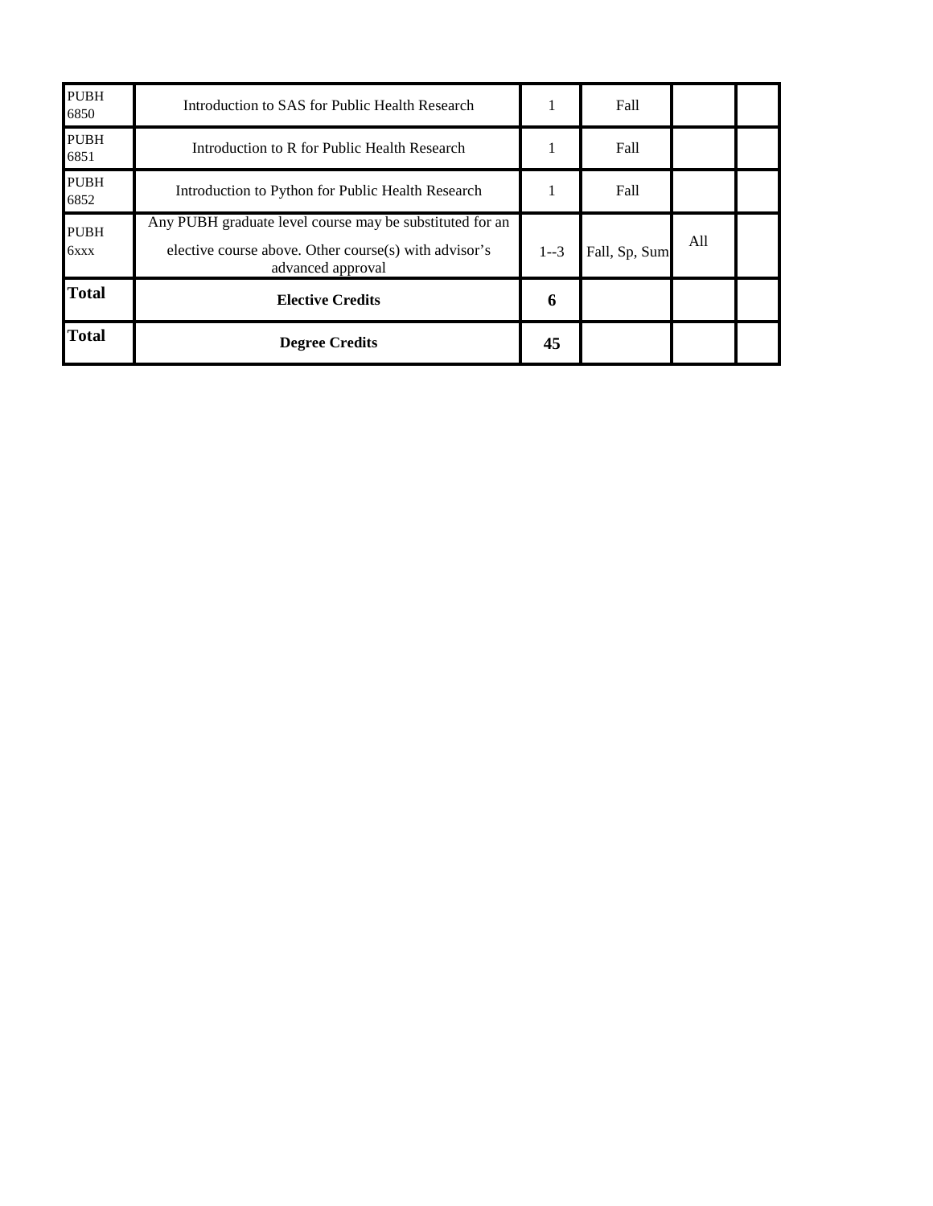| | | | | | |
|---|---|---|---|---|---|
| PUBH 6850 | Introduction to SAS for Public Health Research | 1 | Fall | | |
| PUBH 6851 | Introduction to R for Public Health Research | 1 | Fall | | |
| PUBH 6852 | Introduction to Python for Public Health Research | 1 | Fall | | |
| PUBH 6xxx | Any PUBH graduate level course may be substituted for an elective course above. Other course(s) with advisor's advanced approval | 1--3 | Fall, Sp, Sum | All | |
| **Total** | **Elective Credits** | **6** | | | |
| **Total** | **Degree Credits** | **45** | | | |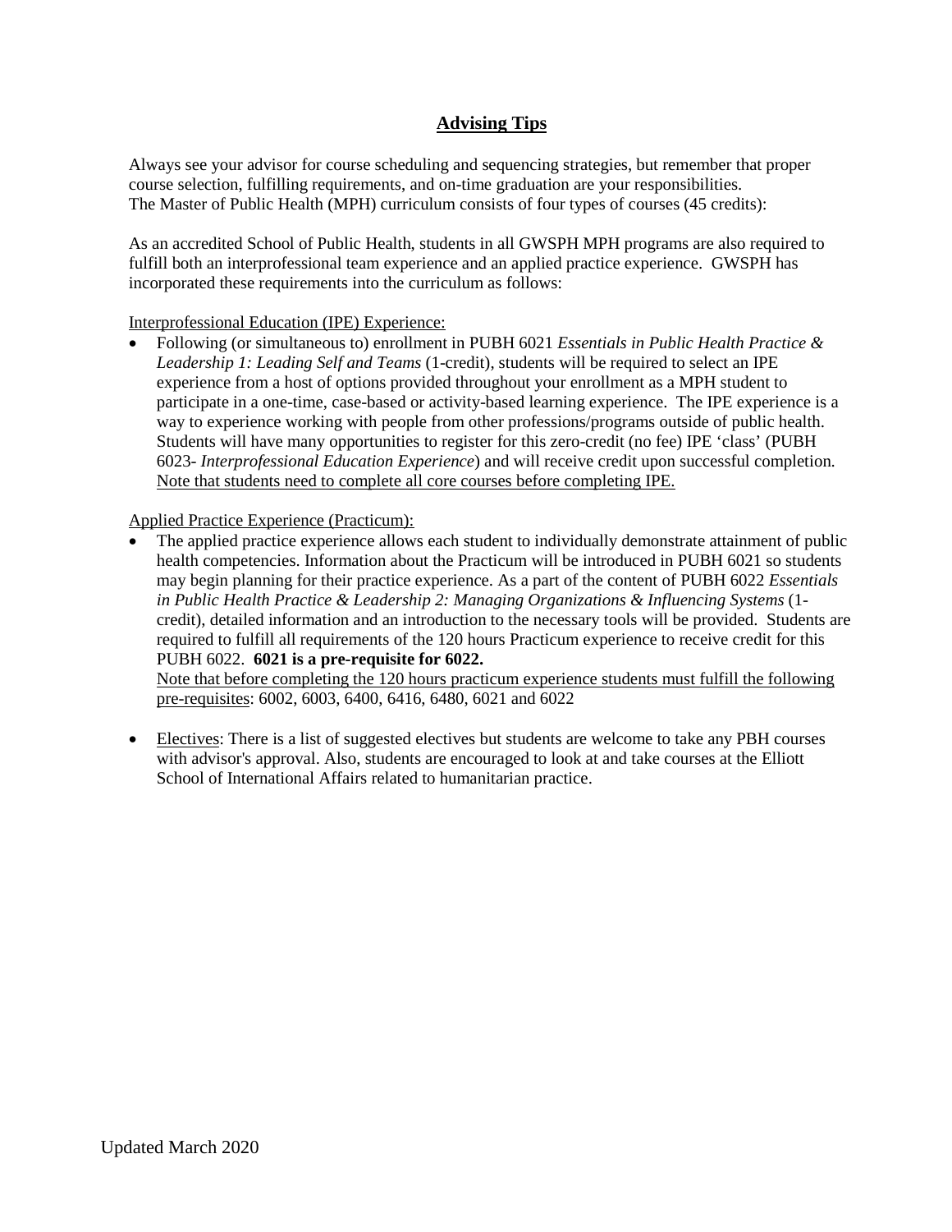## Advising Tips

Always see your advisor for course scheduling and sequencing strategies, but remember that proper course selection, fulfilling requirements, and on-time graduation are your responsibilities.
The Master of Public Health (MPH) curriculum consists of four types of courses (45 credits):

As an accredited School of Public Health, students in all GWSPH MPH programs are also required to fulfill both an interprofessional team experience and an applied practice experience. GWSPH has incorporated these requirements into the curriculum as follows:

Interprofessional Education (IPE) Experience:

- Following (or simultaneous to) enrollment in PUBH 6021 *Essentials in Public Health Practice & Leadership 1: Leading Self and Teams* (1-credit), students will be required to select an IPE experience from a host of options provided throughout your enrollment as a MPH student to participate in a one-time, case-based or activity-based learning experience. The IPE experience is a way to experience working with people from other professions/programs outside of public health. Students will have many opportunities to register for this zero-credit (no fee) IPE 'class' (PUBH 6023- *Interprofessional Education Experience*) and will receive credit upon successful completion. Note that students need to complete all core courses before completing IPE.

Applied Practice Experience (Practicum):

- The applied practice experience allows each student to individually demonstrate attainment of public health competencies. Information about the Practicum will be introduced in PUBH 6021 so students may begin planning for their practice experience. As a part of the content of PUBH 6022 *Essentials in Public Health Practice & Leadership 2: Managing Organizations & Influencing Systems* (1-credit), detailed information and an introduction to the necessary tools will be provided. Students are required to fulfill all requirements of the 120 hours Practicum experience to receive credit for this PUBH 6022. **6021 is a pre-requisite for 6022.**
  Note that before completing the 120 hours practicum experience students must fulfill the following pre-requisites: 6002, 6003, 6400, 6416, 6480, 6021 and 6022

- Electives: There is a list of suggested electives but students are welcome to take any PBH courses with advisor's approval. Also, students are encouraged to look at and take courses at the Elliott School of International Affairs related to humanitarian practice.

Updated March 2020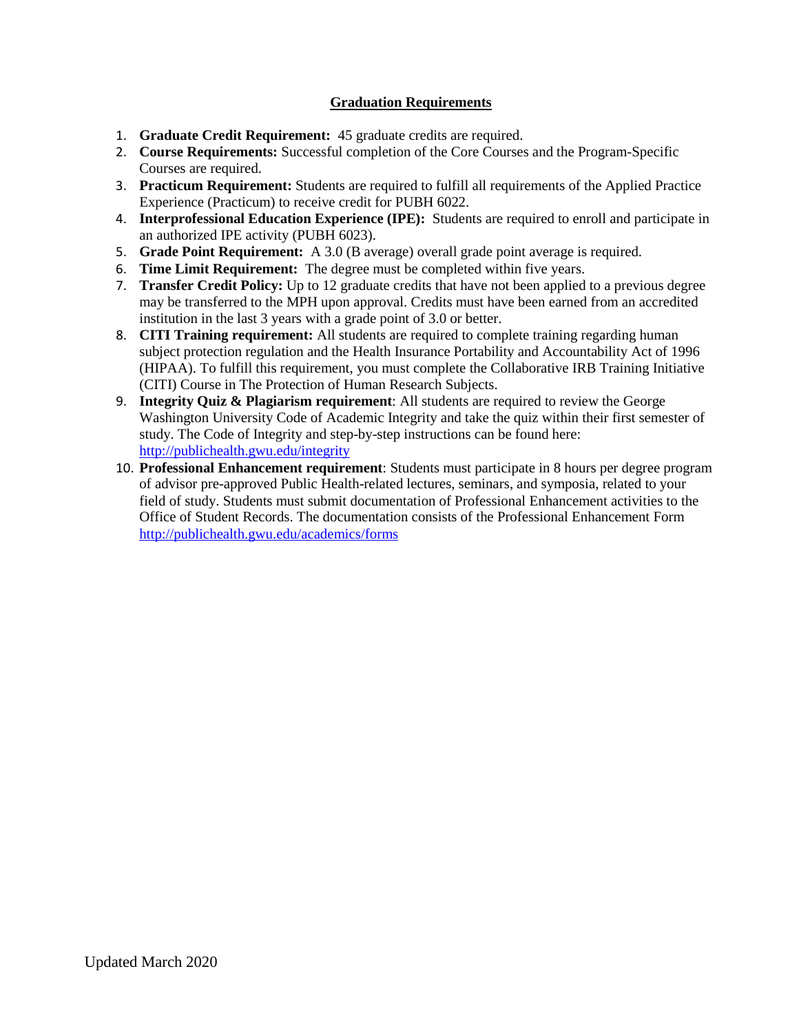## Graduation Requirements

1. **Graduate Credit Requirement:** 45 graduate credits are required.
2. **Course Requirements:** Successful completion of the Core Courses and the Program-Specific Courses are required.
3. **Practicum Requirement:** Students are required to fulfill all requirements of the Applied Practice Experience (Practicum) to receive credit for PUBH 6022.
4. **Interprofessional Education Experience (IPE):** Students are required to enroll and participate in an authorized IPE activity (PUBH 6023).
5. **Grade Point Requirement:** A 3.0 (B average) overall grade point average is required.
6. **Time Limit Requirement:** The degree must be completed within five years.
7. **Transfer Credit Policy:** Up to 12 graduate credits that have not been applied to a previous degree may be transferred to the MPH upon approval. Credits must have been earned from an accredited institution in the last 3 years with a grade point of 3.0 or better.
8. **CITI Training requirement:** All students are required to complete training regarding human subject protection regulation and the Health Insurance Portability and Accountability Act of 1996 (HIPAA). To fulfill this requirement, you must complete the Collaborative IRB Training Initiative (CITI) Course in The Protection of Human Research Subjects.
9. **Integrity Quiz & Plagiarism requirement**: All students are required to review the George Washington University Code of Academic Integrity and take the quiz within their first semester of study. The Code of Integrity and step-by-step instructions can be found here: [http://publichealth.gwu.edu/integrity](http://publichealth.gwu.edu/integrity)
10. **Professional Enhancement requirement**: Students must participate in 8 hours per degree program of advisor pre-approved Public Health-related lectures, seminars, and symposia, related to your field of study. Students must submit documentation of Professional Enhancement activities to the Office of Student Records. The documentation consists of the Professional Enhancement Form [http://publichealth.gwu.edu/academics/forms](http://publichealth.gwu.edu/academics/forms)

Updated March 2020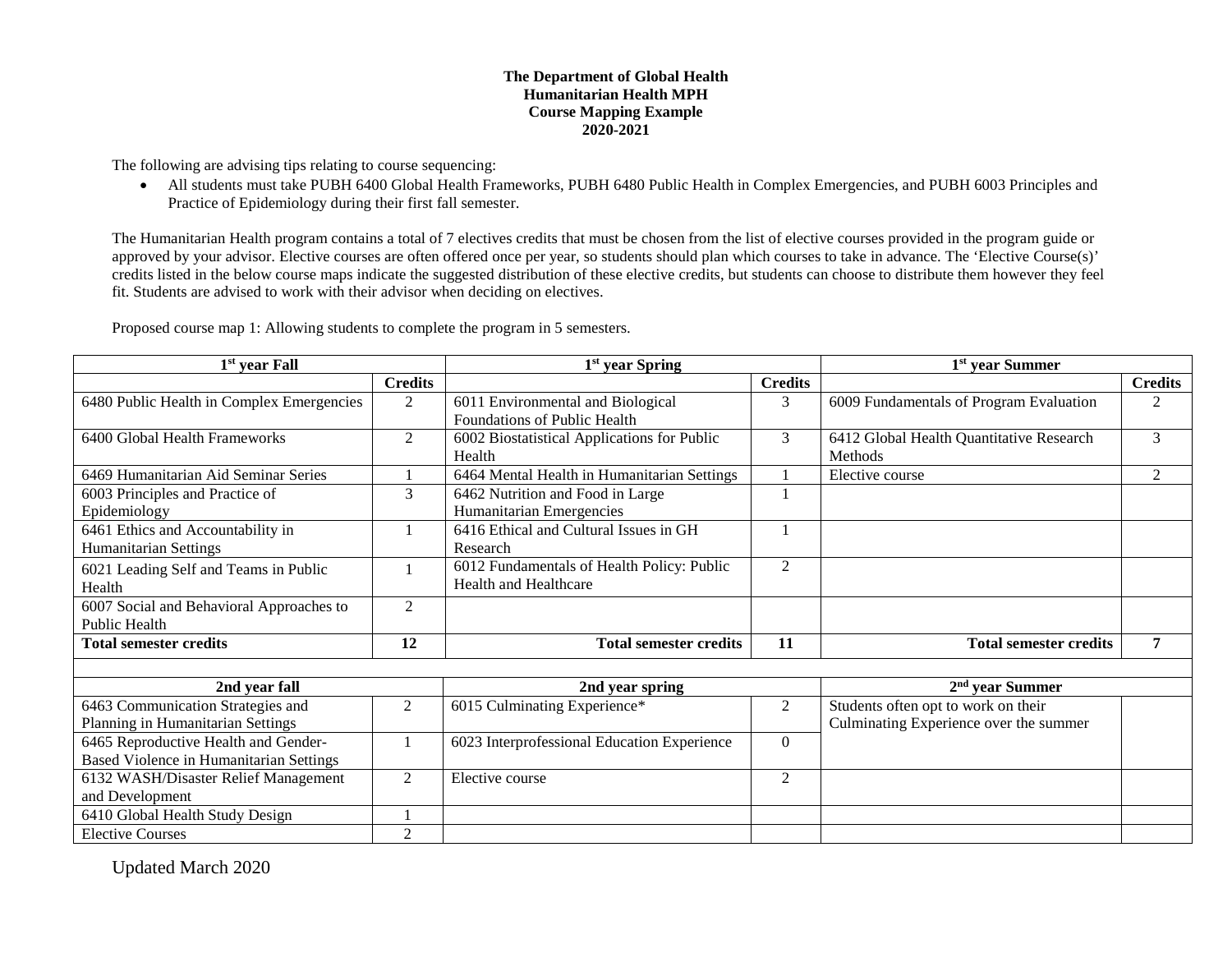**The Department of Global Health**
**Humanitarian Health MPH**
**Course Mapping Example**
**2020-2021**

The following are advising tips relating to course sequencing:

- All students must take PUBH 6400 Global Health Frameworks, PUBH 6480 Public Health in Complex Emergencies, and PUBH 6003 Principles and Practice of Epidemiology during their first fall semester.

The Humanitarian Health program contains a total of 7 electives credits that must be chosen from the list of elective courses provided in the program guide or approved by your advisor. Elective courses are often offered once per year, so students should plan which courses to take in advance. The 'Elective Course(s)' credits listed in the below course maps indicate the suggested distribution of these elective credits, but students can choose to distribute them however they feel fit. Students are advised to work with their advisor when deciding on electives.

Proposed course map 1: Allowing students to complete the program in 5 semesters.

| 1st year Fall | | 1st year Spring | | 1st year Summer | |
|---|---|---|---|---|---|
| | **Credits** | | **Credits** | | **Credits** |
| 6480 Public Health in Complex Emergencies | 2 | 6011 Environmental and Biological Foundations of Public Health | 3 | 6009 Fundamentals of Program Evaluation | 2 |
| 6400 Global Health Frameworks | 2 | 6002 Biostatistical Applications for Public Health | 3 | 6412 Global Health Quantitative Research Methods | 3 |
| 6469 Humanitarian Aid Seminar Series | 1 | 6464 Mental Health in Humanitarian Settings | 1 | Elective course | 2 |
| 6003 Principles and Practice of Epidemiology | 3 | 6462 Nutrition and Food in Large Humanitarian Emergencies | 1 | | |
| 6461 Ethics and Accountability in Humanitarian Settings | 1 | 6416 Ethical and Cultural Issues in GH Research | 1 | | |
| 6021 Leading Self and Teams in Public Health | 1 | 6012 Fundamentals of Health Policy: Public Health and Healthcare | 2 | | |
| 6007 Social and Behavioral Approaches to Public Health | 2 | | | | |
| **Total semester credits** | **12** | **Total semester credits** | **11** | **Total semester credits** | **7** |
| | | | | | |
| **2nd year fall** | | **2nd year spring** | | **2nd year Summer** | |
| 6463 Communication Strategies and Planning in Humanitarian Settings | 2 | 6015 Culminating Experience* | 2 | Students often opt to work on their Culminating Experience over the summer | |
| 6465 Reproductive Health and Gender-Based Violence in Humanitarian Settings | 1 | 6023 Interprofessional Education Experience | 0 | | |
| 6132 WASH/Disaster Relief Management and Development | 2 | Elective course | 2 | | |
| 6410 Global Health Study Design | 1 | | | | |
| Elective Courses | 2 | | | | |

Updated March 2020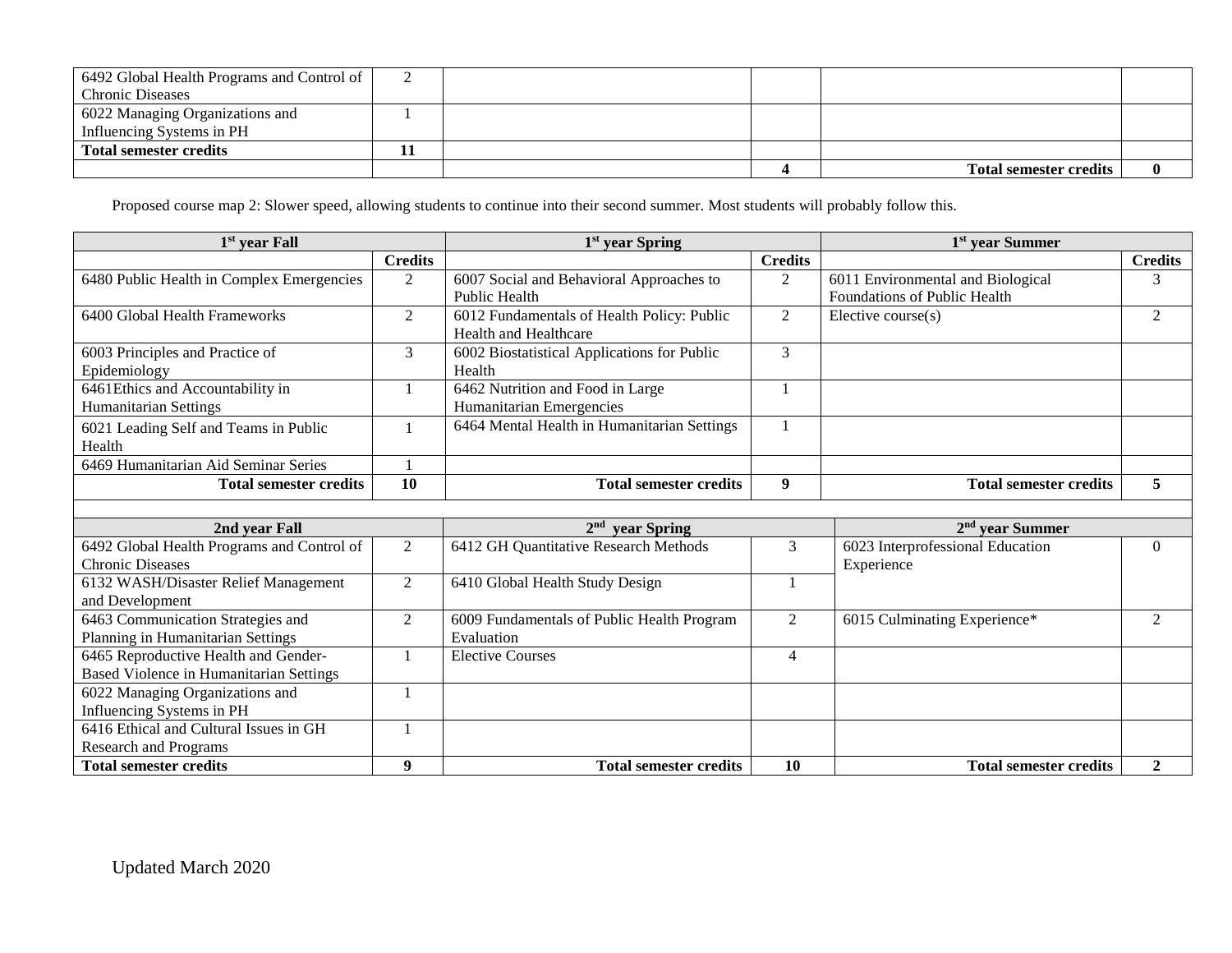| | | | | | |
|---|---|---|---|---|---|
| 6492 Global Health Programs and Control of Chronic Diseases | 2 | | | | |
| 6022 Managing Organizations and Influencing Systems in PH | 1 | | | | |
| **Total semester credits** | **11** | | | | |
| | | | **4** | **Total semester credits** | **0** |

Proposed course map 2: Slower speed, allowing students to continue into their second summer. Most students will probably follow this.

| 1st year Fall | | 1st year Spring | | 1st year Summer | |
|---|---|---|---|---|---|
| | **Credits** | | **Credits** | | **Credits** |
| 6480 Public Health in Complex Emergencies | 2 | 6007 Social and Behavioral Approaches to Public Health | 2 | 6011 Environmental and Biological Foundations of Public Health | 3 |
| 6400 Global Health Frameworks | 2 | 6012 Fundamentals of Health Policy: Public Health and Healthcare | 2 | Elective course(s) | 2 |
| 6003 Principles and Practice of Epidemiology | 3 | 6002 Biostatistical Applications for Public Health | 3 | | |
| 6461Ethics and Accountability in Humanitarian Settings | 1 | 6462 Nutrition and Food in Large Humanitarian Emergencies | 1 | | |
| 6021 Leading Self and Teams in Public Health | 1 | 6464 Mental Health in Humanitarian Settings | 1 | | |
| 6469 Humanitarian Aid Seminar Series | 1 | | | | |
| **Total semester credits** | **10** | **Total semester credits** | **9** | **Total semester credits** | **5** |
| | | | | | |
| **2nd year Fall** | | **2nd year Spring** | | **2nd year Summer** | |
| 6492 Global Health Programs and Control of Chronic Diseases | 2 | 6412 GH Quantitative Research Methods | 3 | 6023 Interprofessional Education Experience | 0 |
| 6132 WASH/Disaster Relief Management and Development | 2 | 6410 Global Health Study Design | 1 | | |
| 6463 Communication Strategies and Planning in Humanitarian Settings | 2 | 6009 Fundamentals of Public Health Program Evaluation | 2 | 6015 Culminating Experience* | 2 |
| 6465 Reproductive Health and Gender-Based Violence in Humanitarian Settings | 1 | Elective Courses | 4 | | |
| 6022 Managing Organizations and Influencing Systems in PH | 1 | | | | |
| 6416 Ethical and Cultural Issues in GH Research and Programs | 1 | | | | |
| **Total semester credits** | **9** | **Total semester credits** | **10** | **Total semester credits** | **2** |

Updated March 2020